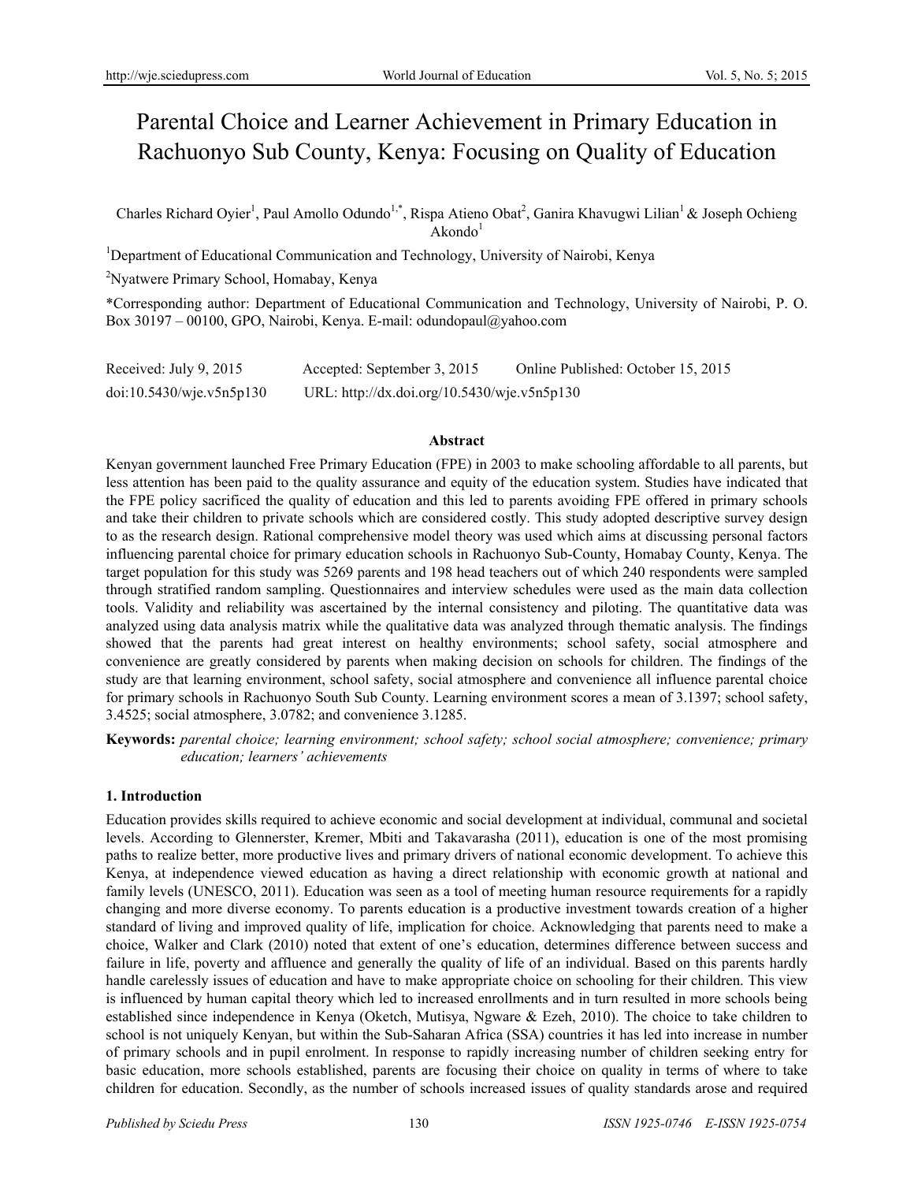# Parental Choice and Learner Achievement in Primary Education in Rachuonyo Sub County, Kenya: Focusing on Quality of Education

Charles Richard Oyier[1], Paul Amollo Odundo[1,*], Rispa Atieno Obat[2], Ganira Khavugwi Lilian[1] & Joseph Ochieng Akondo[1]

[1]Department of Educational Communication and Technology, University of Nairobi, Kenya

[2]Nyatwere Primary School, Homabay, Kenya

*Corresponding author: Department of Educational Communication and Technology, University of Nairobi, P. O. Box 30197 – 00100, GPO, Nairobi, Kenya. E-mail: odundopaul@yahoo.com

Received: July 9, 2015 Accepted: September 3, 2015 Online Published: October 15, 2015

doi:10.5430/wje.v5n5p130 URL: http://dx.doi.org/10.5430/wje.v5n5p130

## Abstract

Kenyan government launched Free Primary Education (FPE) in 2003 to make schooling affordable to all parents, but less attention has been paid to the quality assurance and equity of the education system. Studies have indicated that the FPE policy sacrificed the quality of education and this led to parents avoiding FPE offered in primary schools and take their children to private schools which are considered costly. This study adopted descriptive survey design to as the research design. Rational comprehensive model theory was used which aims at discussing personal factors influencing parental choice for primary education schools in Rachuonyo Sub-County, Homabay County, Kenya. The target population for this study was 5269 parents and 198 head teachers out of which 240 respondents were sampled through stratified random sampling. Questionnaires and interview schedules were used as the main data collection tools. Validity and reliability was ascertained by the internal consistency and piloting. The quantitative data was analyzed using data analysis matrix while the qualitative data was analyzed through thematic analysis. The findings showed that the parents had great interest on healthy environments; school safety, social atmosphere and convenience are greatly considered by parents when making decision on schools for children. The findings of the study are that learning environment, school safety, social atmosphere and convenience all influence parental choice for primary schools in Rachuonyo South Sub County. Learning environment scores a mean of 3.1397; school safety, 3.4525; social atmosphere, 3.0782; and convenience 3.1285.

**Keywords:** *parental choice; learning environment; school safety; school social atmosphere; convenience; primary education; learners' achievements*

## 1. Introduction

Education provides skills required to achieve economic and social development at individual, communal and societal levels. According to Glennerster, Kremer, Mbiti and Takavarasha (2011), education is one of the most promising paths to realize better, more productive lives and primary drivers of national economic development. To achieve this Kenya, at independence viewed education as having a direct relationship with economic growth at national and family levels (UNESCO, 2011). Education was seen as a tool of meeting human resource requirements for a rapidly changing and more diverse economy. To parents education is a productive investment towards creation of a higher standard of living and improved quality of life, implication for choice. Acknowledging that parents need to make a choice, Walker and Clark (2010) noted that extent of one's education, determines difference between success and failure in life, poverty and affluence and generally the quality of life of an individual. Based on this parents hardly handle carelessly issues of education and have to make appropriate choice on schooling for their children. This view is influenced by human capital theory which led to increased enrollments and in turn resulted in more schools being established since independence in Kenya (Oketch, Mutisya, Ngware & Ezeh, 2010). The choice to take children to school is not uniquely Kenyan, but within the Sub-Saharan Africa (SSA) countries it has led into increase in number of primary schools and in pupil enrolment. In response to rapidly increasing number of children seeking entry for basic education, more schools established, parents are focusing their choice on quality in terms of where to take children for education. Secondly, as the number of schools increased issues of quality standards arose and required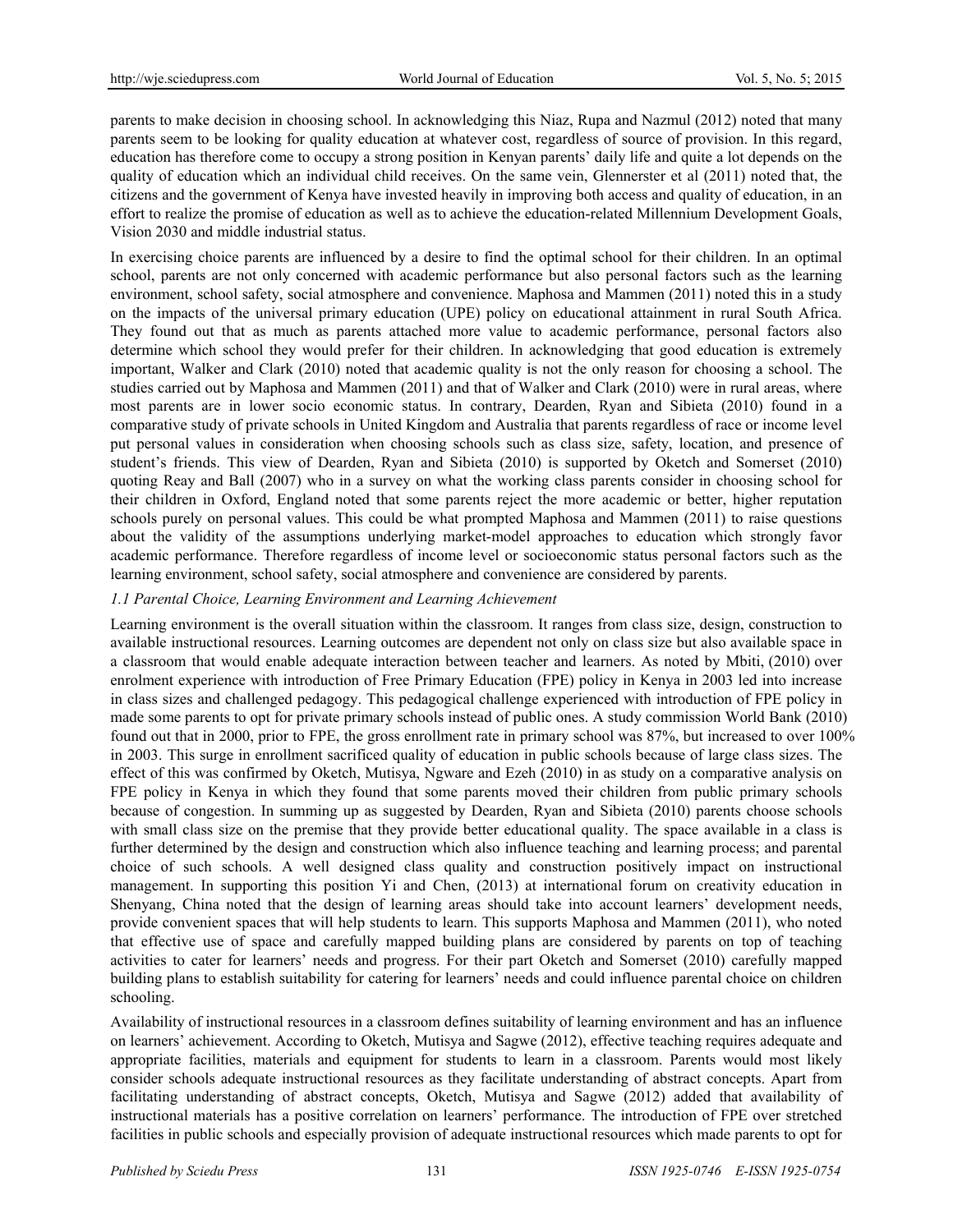parents to make decision in choosing school. In acknowledging this Niaz, Rupa and Nazmul (2012) noted that many parents seem to be looking for quality education at whatever cost, regardless of source of provision. In this regard, education has therefore come to occupy a strong position in Kenyan parents' daily life and quite a lot depends on the quality of education which an individual child receives. On the same vein, Glennerster et al (2011) noted that, the citizens and the government of Kenya have invested heavily in improving both access and quality of education, in an effort to realize the promise of education as well as to achieve the education-related Millennium Development Goals, Vision 2030 and middle industrial status.

In exercising choice parents are influenced by a desire to find the optimal school for their children. In an optimal school, parents are not only concerned with academic performance but also personal factors such as the learning environment, school safety, social atmosphere and convenience. Maphosa and Mammen (2011) noted this in a study on the impacts of the universal primary education (UPE) policy on educational attainment in rural South Africa. They found out that as much as parents attached more value to academic performance, personal factors also determine which school they would prefer for their children. In acknowledging that good education is extremely important, Walker and Clark (2010) noted that academic quality is not the only reason for choosing a school. The studies carried out by Maphosa and Mammen (2011) and that of Walker and Clark (2010) were in rural areas, where most parents are in lower socio economic status. In contrary, Dearden, Ryan and Sibieta (2010) found in a comparative study of private schools in United Kingdom and Australia that parents regardless of race or income level put personal values in consideration when choosing schools such as class size, safety, location, and presence of student's friends. This view of Dearden, Ryan and Sibieta (2010) is supported by Oketch and Somerset (2010) quoting Reay and Ball (2007) who in a survey on what the working class parents consider in choosing school for their children in Oxford, England noted that some parents reject the more academic or better, higher reputation schools purely on personal values. This could be what prompted Maphosa and Mammen (2011) to raise questions about the validity of the assumptions underlying market-model approaches to education which strongly favor academic performance. Therefore regardless of income level or socioeconomic status personal factors such as the learning environment, school safety, social atmosphere and convenience are considered by parents.

### *1.1 Parental Choice, Learning Environment and Learning Achievement*

Learning environment is the overall situation within the classroom. It ranges from class size, design, construction to available instructional resources. Learning outcomes are dependent not only on class size but also available space in a classroom that would enable adequate interaction between teacher and learners. As noted by Mbiti, (2010) over enrolment experience with introduction of Free Primary Education (FPE) policy in Kenya in 2003 led into increase in class sizes and challenged pedagogy. This pedagogical challenge experienced with introduction of FPE policy in made some parents to opt for private primary schools instead of public ones. A study commission World Bank (2010) found out that in 2000, prior to FPE, the gross enrollment rate in primary school was 87%, but increased to over 100% in 2003. This surge in enrollment sacrificed quality of education in public schools because of large class sizes. The effect of this was confirmed by Oketch, Mutisya, Ngware and Ezeh (2010) in as study on a comparative analysis on FPE policy in Kenya in which they found that some parents moved their children from public primary schools because of congestion. In summing up as suggested by Dearden, Ryan and Sibieta (2010) parents choose schools with small class size on the premise that they provide better educational quality. The space available in a class is further determined by the design and construction which also influence teaching and learning process; and parental choice of such schools. A well designed class quality and construction positively impact on instructional management. In supporting this position Yi and Chen, (2013) at international forum on creativity education in Shenyang, China noted that the design of learning areas should take into account learners' development needs, provide convenient spaces that will help students to learn. This supports Maphosa and Mammen (2011), who noted that effective use of space and carefully mapped building plans are considered by parents on top of teaching activities to cater for learners' needs and progress. For their part Oketch and Somerset (2010) carefully mapped building plans to establish suitability for catering for learners' needs and could influence parental choice on children schooling.

Availability of instructional resources in a classroom defines suitability of learning environment and has an influence on learners' achievement. According to Oketch, Mutisya and Sagwe (2012), effective teaching requires adequate and appropriate facilities, materials and equipment for students to learn in a classroom. Parents would most likely consider schools adequate instructional resources as they facilitate understanding of abstract concepts. Apart from facilitating understanding of abstract concepts, Oketch, Mutisya and Sagwe (2012) added that availability of instructional materials has a positive correlation on learners' performance. The introduction of FPE over stretched facilities in public schools and especially provision of adequate instructional resources which made parents to opt for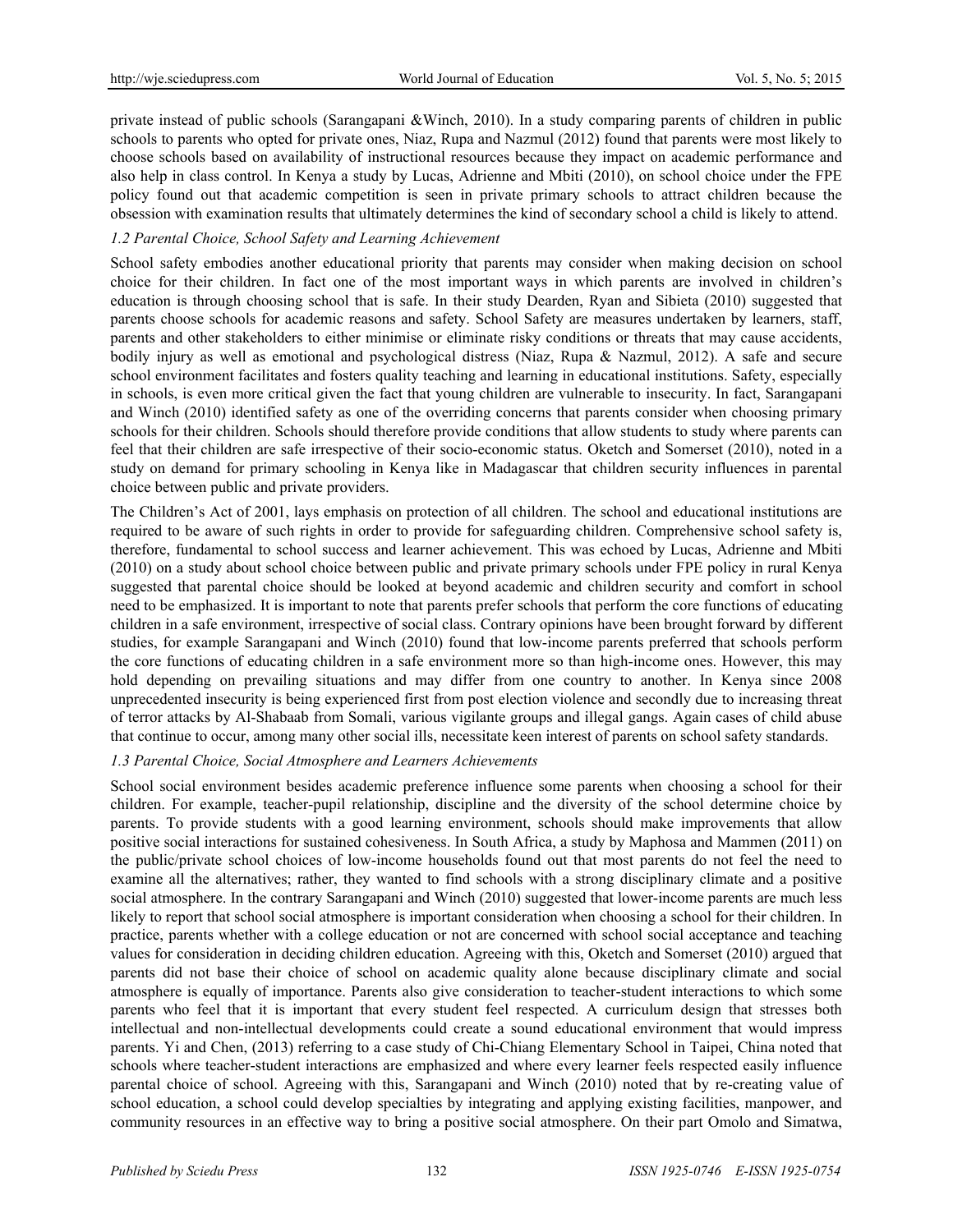private instead of public schools (Sarangapani &Winch, 2010). In a study comparing parents of children in public schools to parents who opted for private ones, Niaz, Rupa and Nazmul (2012) found that parents were most likely to choose schools based on availability of instructional resources because they impact on academic performance and also help in class control. In Kenya a study by Lucas, Adrienne and Mbiti (2010), on school choice under the FPE policy found out that academic competition is seen in private primary schools to attract children because the obsession with examination results that ultimately determines the kind of secondary school a child is likely to attend.

### *1.2 Parental Choice, School Safety and Learning Achievement*

School safety embodies another educational priority that parents may consider when making decision on school choice for their children. In fact one of the most important ways in which parents are involved in children's education is through choosing school that is safe. In their study Dearden, Ryan and Sibieta (2010) suggested that parents choose schools for academic reasons and safety. School Safety are measures undertaken by learners, staff, parents and other stakeholders to either minimise or eliminate risky conditions or threats that may cause accidents, bodily injury as well as emotional and psychological distress (Niaz, Rupa & Nazmul, 2012). A safe and secure school environment facilitates and fosters quality teaching and learning in educational institutions. Safety, especially in schools, is even more critical given the fact that young children are vulnerable to insecurity. In fact, Sarangapani and Winch (2010) identified safety as one of the overriding concerns that parents consider when choosing primary schools for their children. Schools should therefore provide conditions that allow students to study where parents can feel that their children are safe irrespective of their socio-economic status. Oketch and Somerset (2010), noted in a study on demand for primary schooling in Kenya like in Madagascar that children security influences in parental choice between public and private providers.

The Children's Act of 2001, lays emphasis on protection of all children. The school and educational institutions are required to be aware of such rights in order to provide for safeguarding children. Comprehensive school safety is, therefore, fundamental to school success and learner achievement. This was echoed by Lucas, Adrienne and Mbiti (2010) on a study about school choice between public and private primary schools under FPE policy in rural Kenya suggested that parental choice should be looked at beyond academic and children security and comfort in school need to be emphasized. It is important to note that parents prefer schools that perform the core functions of educating children in a safe environment, irrespective of social class. Contrary opinions have been brought forward by different studies, for example Sarangapani and Winch (2010) found that low-income parents preferred that schools perform the core functions of educating children in a safe environment more so than high-income ones. However, this may hold depending on prevailing situations and may differ from one country to another. In Kenya since 2008 unprecedented insecurity is being experienced first from post election violence and secondly due to increasing threat of terror attacks by Al-Shabaab from Somali, various vigilante groups and illegal gangs. Again cases of child abuse that continue to occur, among many other social ills, necessitate keen interest of parents on school safety standards.

### *1.3 Parental Choice, Social Atmosphere and Learners Achievements*

School social environment besides academic preference influence some parents when choosing a school for their children. For example, teacher-pupil relationship, discipline and the diversity of the school determine choice by parents. To provide students with a good learning environment, schools should make improvements that allow positive social interactions for sustained cohesiveness. In South Africa, a study by Maphosa and Mammen (2011) on the public/private school choices of low-income households found out that most parents do not feel the need to examine all the alternatives; rather, they wanted to find schools with a strong disciplinary climate and a positive social atmosphere. In the contrary Sarangapani and Winch (2010) suggested that lower-income parents are much less likely to report that school social atmosphere is important consideration when choosing a school for their children. In practice, parents whether with a college education or not are concerned with school social acceptance and teaching values for consideration in deciding children education. Agreeing with this, Oketch and Somerset (2010) argued that parents did not base their choice of school on academic quality alone because disciplinary climate and social atmosphere is equally of importance. Parents also give consideration to teacher-student interactions to which some parents who feel that it is important that every student feel respected. A curriculum design that stresses both intellectual and non-intellectual developments could create a sound educational environment that would impress parents. Yi and Chen, (2013) referring to a case study of Chi-Chiang Elementary School in Taipei, China noted that schools where teacher-student interactions are emphasized and where every learner feels respected easily influence parental choice of school. Agreeing with this, Sarangapani and Winch (2010) noted that by re-creating value of school education, a school could develop specialties by integrating and applying existing facilities, manpower, and community resources in an effective way to bring a positive social atmosphere. On their part Omolo and Simatwa,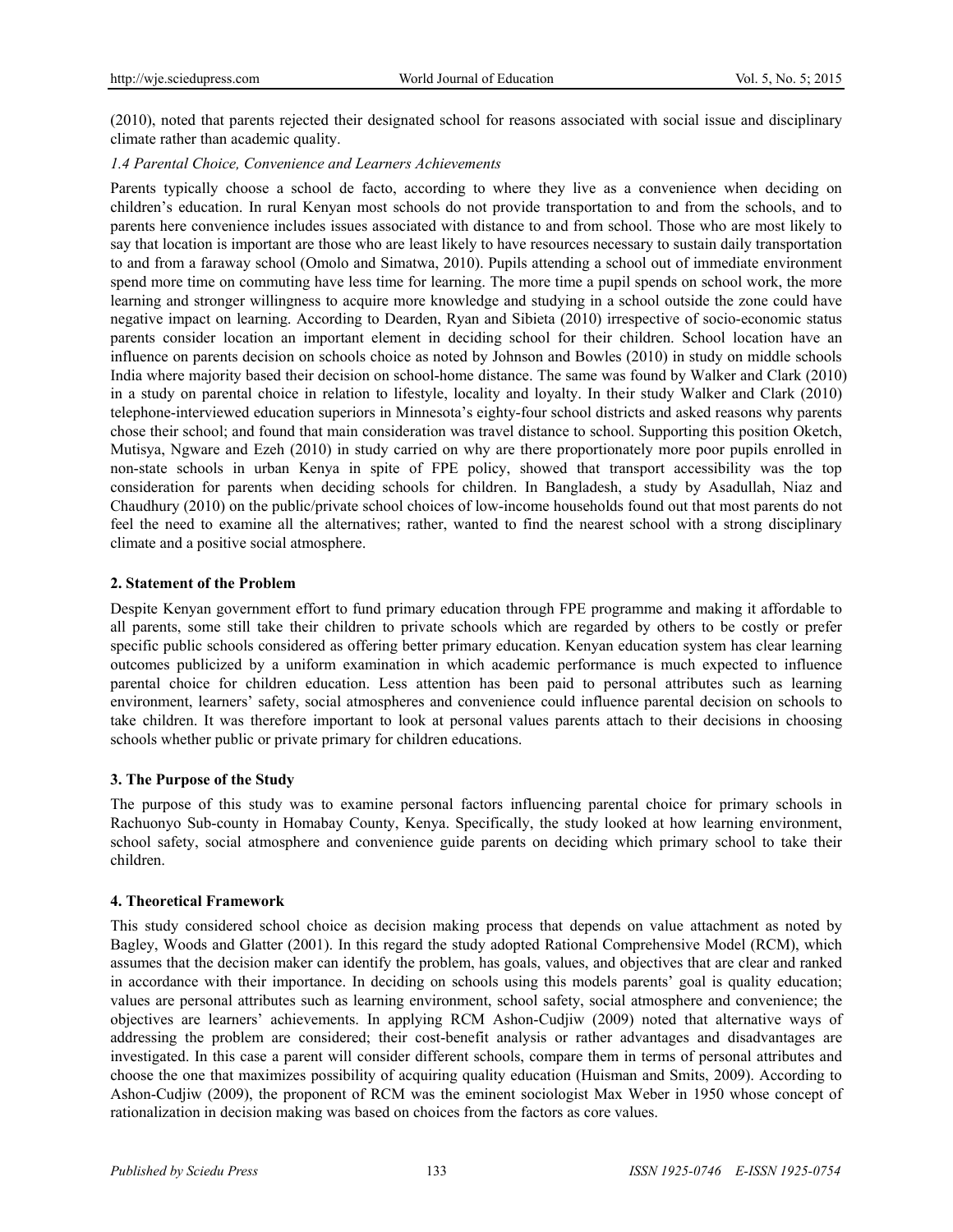(2010), noted that parents rejected their designated school for reasons associated with social issue and disciplinary climate rather than academic quality.

### *1.4 Parental Choice, Convenience and Learners Achievements*

Parents typically choose a school de facto, according to where they live as a convenience when deciding on children's education. In rural Kenyan most schools do not provide transportation to and from the schools, and to parents here convenience includes issues associated with distance to and from school. Those who are most likely to say that location is important are those who are least likely to have resources necessary to sustain daily transportation to and from a faraway school (Omolo and Simatwa, 2010). Pupils attending a school out of immediate environment spend more time on commuting have less time for learning. The more time a pupil spends on school work, the more learning and stronger willingness to acquire more knowledge and studying in a school outside the zone could have negative impact on learning. According to Dearden, Ryan and Sibieta (2010) irrespective of socio-economic status parents consider location an important element in deciding school for their children. School location have an influence on parents decision on schools choice as noted by Johnson and Bowles (2010) in study on middle schools India where majority based their decision on school-home distance. The same was found by Walker and Clark (2010) in a study on parental choice in relation to lifestyle, locality and loyalty. In their study Walker and Clark (2010) telephone-interviewed education superiors in Minnesota's eighty-four school districts and asked reasons why parents chose their school; and found that main consideration was travel distance to school. Supporting this position Oketch, Mutisya, Ngware and Ezeh (2010) in study carried on why are there proportionately more poor pupils enrolled in non-state schools in urban Kenya in spite of FPE policy, showed that transport accessibility was the top consideration for parents when deciding schools for children. In Bangladesh, a study by Asadullah, Niaz and Chaudhury (2010) on the public/private school choices of low-income households found out that most parents do not feel the need to examine all the alternatives; rather, wanted to find the nearest school with a strong disciplinary climate and a positive social atmosphere.

## 2. Statement of the Problem

Despite Kenyan government effort to fund primary education through FPE programme and making it affordable to all parents, some still take their children to private schools which are regarded by others to be costly or prefer specific public schools considered as offering better primary education. Kenyan education system has clear learning outcomes publicized by a uniform examination in which academic performance is much expected to influence parental choice for children education. Less attention has been paid to personal attributes such as learning environment, learners' safety, social atmospheres and convenience could influence parental decision on schools to take children. It was therefore important to look at personal values parents attach to their decisions in choosing schools whether public or private primary for children educations.

## 3. The Purpose of the Study

The purpose of this study was to examine personal factors influencing parental choice for primary schools in Rachuonyo Sub-county in Homabay County, Kenya. Specifically, the study looked at how learning environment, school safety, social atmosphere and convenience guide parents on deciding which primary school to take their children.

## 4. Theoretical Framework

This study considered school choice as decision making process that depends on value attachment as noted by Bagley, Woods and Glatter (2001). In this regard the study adopted Rational Comprehensive Model (RCM), which assumes that the decision maker can identify the problem, has goals, values, and objectives that are clear and ranked in accordance with their importance. In deciding on schools using this models parents' goal is quality education; values are personal attributes such as learning environment, school safety, social atmosphere and convenience; the objectives are learners' achievements. In applying RCM Ashon-Cudjiw (2009) noted that alternative ways of addressing the problem are considered; their cost-benefit analysis or rather advantages and disadvantages are investigated. In this case a parent will consider different schools, compare them in terms of personal attributes and choose the one that maximizes possibility of acquiring quality education (Huisman and Smits, 2009). According to Ashon-Cudjiw (2009), the proponent of RCM was the eminent sociologist Max Weber in 1950 whose concept of rationalization in decision making was based on choices from the factors as core values.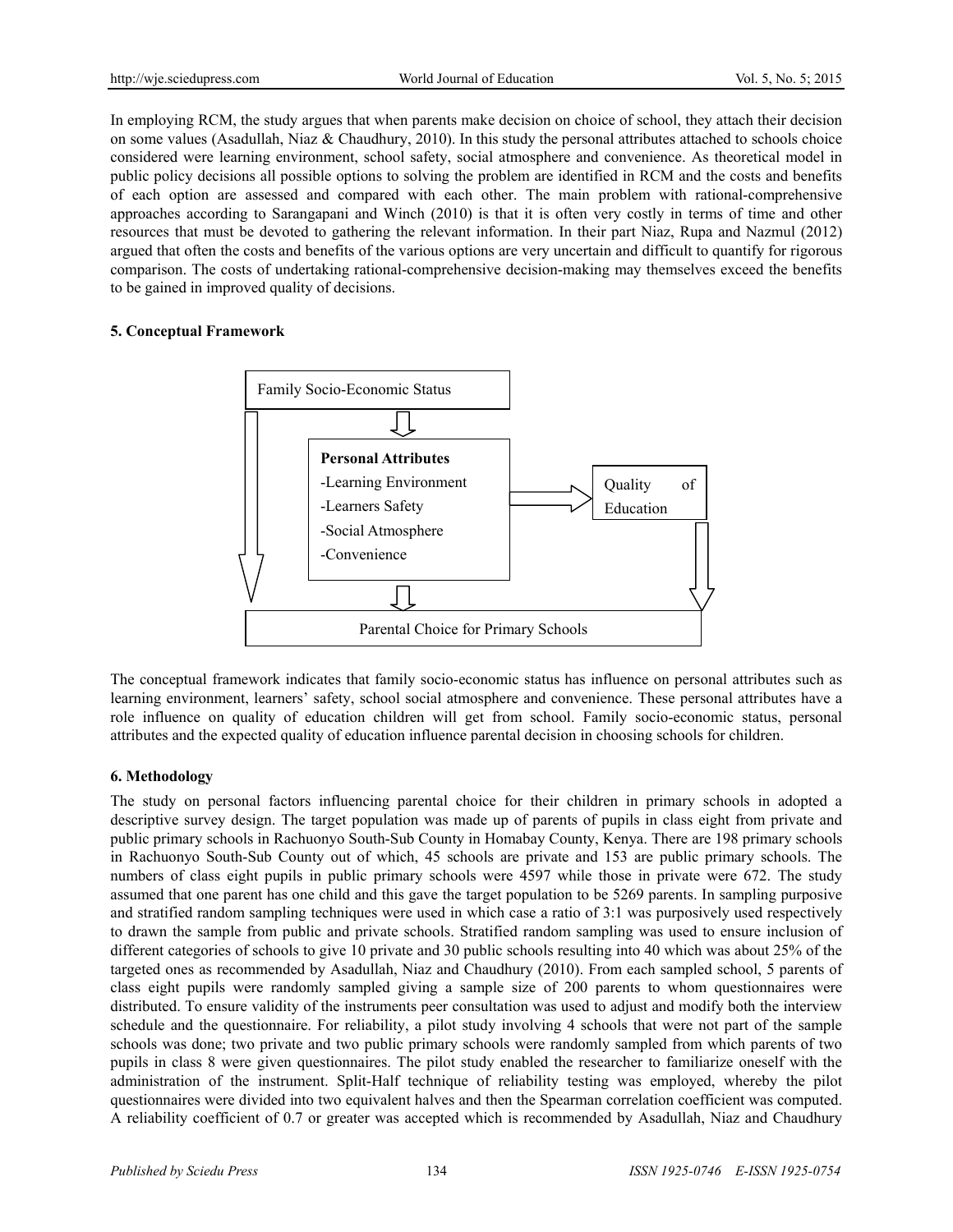In employing RCM, the study argues that when parents make decision on choice of school, they attach their decision on some values (Asadullah, Niaz & Chaudhury, 2010). In this study the personal attributes attached to schools choice considered were learning environment, school safety, social atmosphere and convenience. As theoretical model in public policy decisions all possible options to solving the problem are identified in RCM and the costs and benefits of each option are assessed and compared with each other. The main problem with rational-comprehensive approaches according to Sarangapani and Winch (2010) is that it is often very costly in terms of time and other resources that must be devoted to gathering the relevant information. In their part Niaz, Rupa and Nazmul (2012) argued that often the costs and benefits of the various options are very uncertain and difficult to quantify for rigorous comparison. The costs of undertaking rational-comprehensive decision-making may themselves exceed the benefits to be gained in improved quality of decisions.

## 5. Conceptual Framework

Family Socio-Economic Status

**Personal Attributes**
- Learning Environment
- Learners Safety
- Social Atmosphere
- Convenience

Quality of Education

Parental Choice for Primary Schools

The conceptual framework indicates that family socio-economic status has influence on personal attributes such as learning environment, learners' safety, school social atmosphere and convenience. These personal attributes have a role influence on quality of education children will get from school. Family socio-economic status, personal attributes and the expected quality of education influence parental decision in choosing schools for children.

## 6. Methodology

The study on personal factors influencing parental choice for their children in primary schools in adopted a descriptive survey design. The target population was made up of parents of pupils in class eight from private and public primary schools in Rachuonyo South-Sub County in Homabay County, Kenya. There are 198 primary schools in Rachuonyo South-Sub County out of which, 45 schools are private and 153 are public primary schools. The numbers of class eight pupils in public primary schools were 4597 while those in private were 672. The study assumed that one parent has one child and this gave the target population to be 5269 parents. In sampling purposive and stratified random sampling techniques were used in which case a ratio of 3:1 was purposively used respectively to drawn the sample from public and private schools. Stratified random sampling was used to ensure inclusion of different categories of schools to give 10 private and 30 public schools resulting into 40 which was about 25% of the targeted ones as recommended by Asadullah, Niaz and Chaudhury (2010). From each sampled school, 5 parents of class eight pupils were randomly sampled giving a sample size of 200 parents to whom questionnaires were distributed. To ensure validity of the instruments peer consultation was used to adjust and modify both the interview schedule and the questionnaire. For reliability, a pilot study involving 4 schools that were not part of the sample schools was done; two private and two public primary schools were randomly sampled from which parents of two pupils in class 8 were given questionnaires. The pilot study enabled the researcher to familiarize oneself with the administration of the instrument. Split-Half technique of reliability testing was employed, whereby the pilot questionnaires were divided into two equivalent halves and then the Spearman correlation coefficient was computed. A reliability coefficient of 0.7 or greater was accepted which is recommended by Asadullah, Niaz and Chaudhury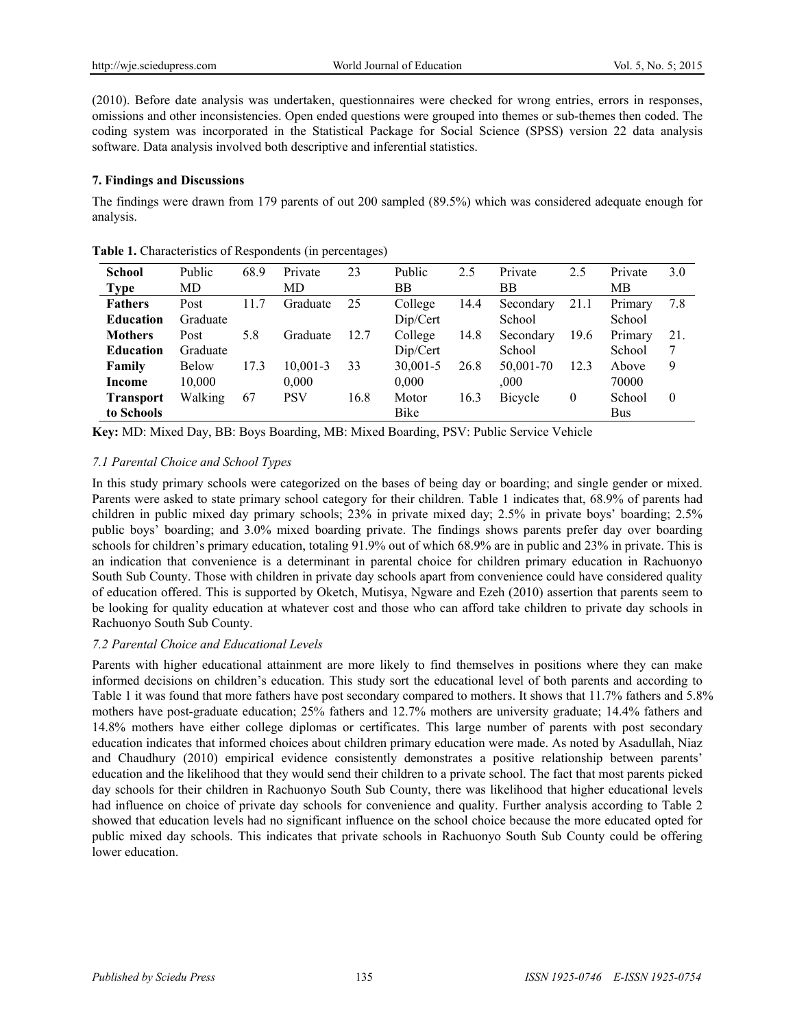(2010). Before date analysis was undertaken, questionnaires were checked for wrong entries, errors in responses, omissions and other inconsistencies. Open ended questions were grouped into themes or sub-themes then coded. The coding system was incorporated in the Statistical Package for Social Science (SPSS) version 22 data analysis software. Data analysis involved both descriptive and inferential statistics.

### 7. Findings and Discussions

The findings were drawn from 179 parents of out 200 sampled (89.5%) which was considered adequate enough for analysis.

**Table 1.** Characteristics of Respondents (in percentages)

| | | | | | | | | | | |
|---|---|---|---|---|---|---|---|---|---|---|
| **School Type** | Public MD | 68.9 | Private MD | 23 | Public BB | 2.5 | Private BB | 2.5 | Private MB | 3.0 |
| **Fathers Education** | Post Graduate | 11.7 | Graduate | 25 | College Dip/Cert | 14.4 | Secondary School | 21.1 | Primary School | 7.8 |
| **Mothers Education** | Post Graduate | 5.8 | Graduate | 12.7 | College Dip/Cert | 14.8 | Secondary School | 19.6 | Primary School | 21.7 |
| **Family Income** | Below 10,000 | 17.3 | 10,001-30,000 | 33 | 30,001-50,000 | 26.8 | 50,001-70,000 | 12.3 | Above 70000 | 9 |
| **Transport to Schools** | Walking | 67 | PSV | 16.8 | Motor Bike | 16.3 | Bicycle | 0 | School Bus | 0 |

**Key:** MD: Mixed Day, BB: Boys Boarding, MB: Mixed Boarding, PSV: Public Service Vehicle

#### *7.1 Parental Choice and School Types*

In this study primary schools were categorized on the bases of being day or boarding; and single gender or mixed. Parents were asked to state primary school category for their children. Table 1 indicates that, 68.9% of parents had children in public mixed day primary schools; 23% in private mixed day; 2.5% in private boys' boarding; 2.5% public boys' boarding; and 3.0% mixed boarding private. The findings shows parents prefer day over boarding schools for children's primary education, totaling 91.9% out of which 68.9% are in public and 23% in private. This is an indication that convenience is a determinant in parental choice for children primary education in Rachuonyo South Sub County. Those with children in private day schools apart from convenience could have considered quality of education offered. This is supported by Oketch, Mutisya, Ngware and Ezeh (2010) assertion that parents seem to be looking for quality education at whatever cost and those who can afford take children to private day schools in Rachuonyo South Sub County.

#### *7.2 Parental Choice and Educational Levels*

Parents with higher educational attainment are more likely to find themselves in positions where they can make informed decisions on children's education. This study sort the educational level of both parents and according to Table 1 it was found that more fathers have post secondary compared to mothers. It shows that 11.7% fathers and 5.8% mothers have post-graduate education; 25% fathers and 12.7% mothers are university graduate; 14.4% fathers and 14.8% mothers have either college diplomas or certificates. This large number of parents with post secondary education indicates that informed choices about children primary education were made. As noted by Asadullah, Niaz and Chaudhury (2010) empirical evidence consistently demonstrates a positive relationship between parents' education and the likelihood that they would send their children to a private school. The fact that most parents picked day schools for their children in Rachuonyo South Sub County, there was likelihood that higher educational levels had influence on choice of private day schools for convenience and quality. Further analysis according to Table 2 showed that education levels had no significant influence on the school choice because the more educated opted for public mixed day schools. This indicates that private schools in Rachuonyo South Sub County could be offering lower education.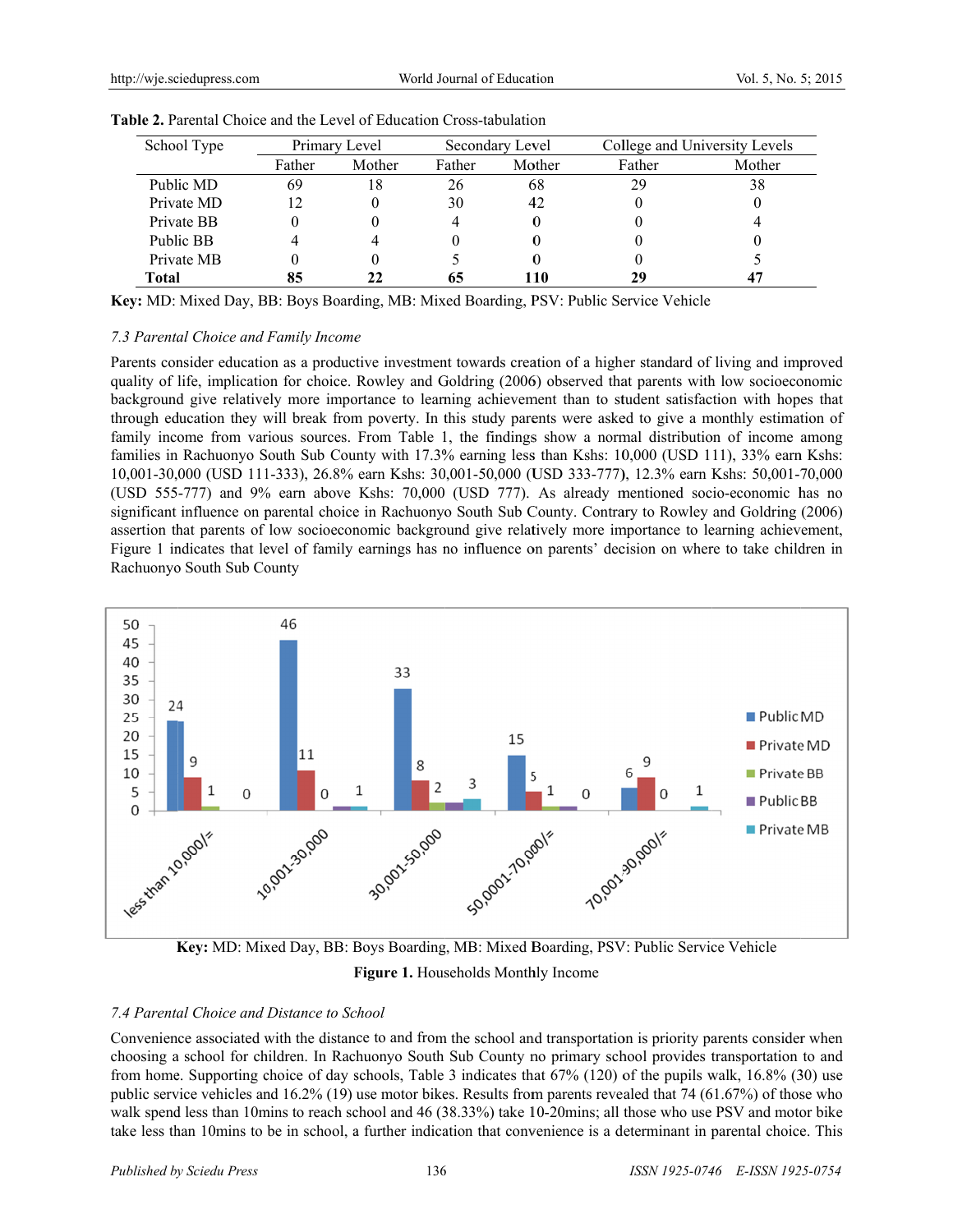**Table 2.** Parental Choice and the Level of Education Cross-tabulation

| School Type | Primary Level | | Secondary Level | | College and University Levels | |
|---|---|---|---|---|---|---|
| | Father | Mother | Father | Mother | Father | Mother |
| Public MD | 69 | 18 | 26 | 68 | 29 | 38 |
| Private MD | 12 | 0 | 30 | 42 | 0 | 0 |
| Private BB | 0 | 0 | 4 | 0 | 0 | 4 |
| Public BB | 4 | 4 | 0 | 0 | 0 | 0 |
| Private MB | 0 | 0 | 5 | 0 | 0 | 5 |
| **Total** | **85** | **22** | **65** | **110** | **29** | **47** |

**Key:** MD: Mixed Day, BB: Boys Boarding, MB: Mixed Boarding, PSV: Public Service Vehicle

### *7.3 Parental Choice and Family Income*

Parents consider education as a productive investment towards creation of a higher standard of living and improved quality of life, implication for choice. Rowley and Goldring (2006) observed that parents with low socioeconomic background give relatively more importance to learning achievement than to student satisfaction with hopes that through education they will break from poverty. In this study parents were asked to give a monthly estimation of family income from various sources. From Table 1, the findings show a normal distribution of income among families in Rachuonyo South Sub County with 17.3% earning less than Kshs: 10,000 (USD 111), 33% earn Kshs: 10,001-30,000 (USD 111-333), 26.8% earn Kshs: 30,001-50,000 (USD 333-777), 12.3% earn Kshs: 50,001-70,000 (USD 555-777) and 9% earn above Kshs: 70,000 (USD 777). As already mentioned socio-economic has no significant influence on parental choice in Rachuonyo South Sub County. Contrary to Rowley and Goldring (2006) assertion that parents of low socioeconomic background give relatively more importance to learning achievement, Figure 1 indicates that level of family earnings has no influence on parents' decision on where to take children in Rachuonyo South Sub County

**Key:** MD: Mixed Day, BB: Boys Boarding, MB: Mixed Boarding, PSV: Public Service Vehicle

**Figure 1.** Households Monthly Income

### *7.4 Parental Choice and Distance to School*

Convenience associated with the distance to and from the school and transportation is priority parents consider when choosing a school for children. In Rachuonyo South Sub County no primary school provides transportation to and from home. Supporting choice of day schools, Table 3 indicates that 67% (120) of the pupils walk, 16.8% (30) use public service vehicles and 16.2% (19) use motor bikes. Results from parents revealed that 74 (61.67%) of those who walk spend less than 10mins to reach school and 46 (38.33%) take 10-20mins; all those who use PSV and motor bike take less than 10mins to be in school, a further indication that convenience is a determinant in parental choice. This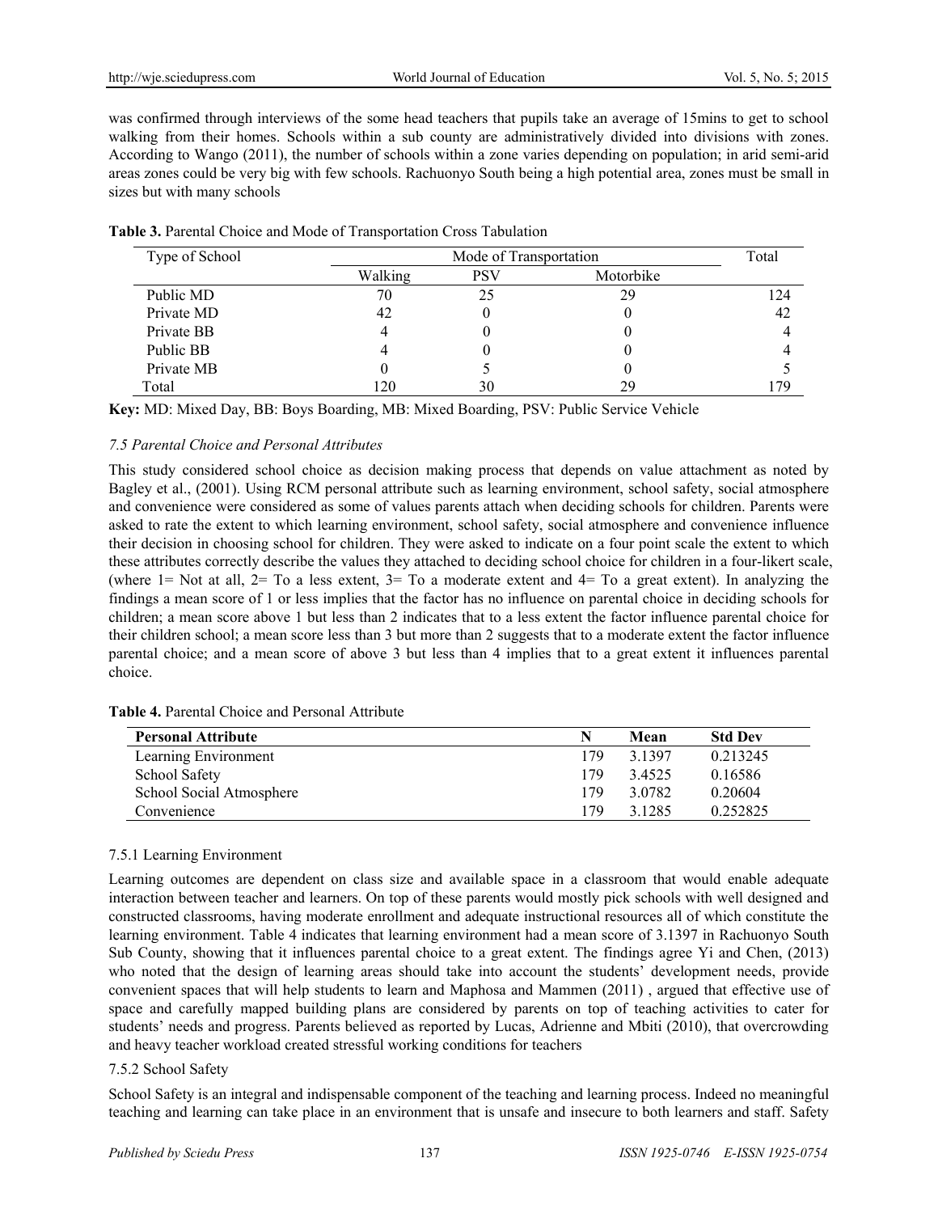was confirmed through interviews of the some head teachers that pupils take an average of 15mins to get to school walking from their homes. Schools within a sub county are administratively divided into divisions with zones. According to Wango (2011), the number of schools within a zone varies depending on population; in arid semi-arid areas zones could be very big with few schools. Rachuonyo South being a high potential area, zones must be small in sizes but with many schools

**Table 3.** Parental Choice and Mode of Transportation Cross Tabulation

| Type of School | Mode of Transportation | | | Total |
|---|---|---|---|---|
| | Walking | PSV | Motorbike | |
| Public MD | 70 | 25 | 29 | 124 |
| Private MD | 42 | 0 | 0 | 42 |
| Private BB | 4 | 0 | 0 | 4 |
| Public BB | 4 | 0 | 0 | 4 |
| Private MB | 0 | 5 | 0 | 5 |
| Total | 120 | 30 | 29 | 179 |

**Key:** MD: Mixed Day, BB: Boys Boarding, MB: Mixed Boarding, PSV: Public Service Vehicle

### *7.5 Parental Choice and Personal Attributes*

This study considered school choice as decision making process that depends on value attachment as noted by Bagley et al., (2001). Using RCM personal attribute such as learning environment, school safety, social atmosphere and convenience were considered as some of values parents attach when deciding schools for children. Parents were asked to rate the extent to which learning environment, school safety, social atmosphere and convenience influence their decision in choosing school for children. They were asked to indicate on a four point scale the extent to which these attributes correctly describe the values they attached to deciding school choice for children in a four-likert scale, (where 1= Not at all, 2= To a less extent, 3= To a moderate extent and 4= To a great extent). In analyzing the findings a mean score of 1 or less implies that the factor has no influence on parental choice in deciding schools for children; a mean score above 1 but less than 2 indicates that to a less extent the factor influence parental choice for their children school; a mean score less than 3 but more than 2 suggests that to a moderate extent the factor influence parental choice; and a mean score of above 3 but less than 4 implies that to a great extent it influences parental choice.

**Table 4.** Parental Choice and Personal Attribute

| **Personal Attribute** | **N** | **Mean** | **Std Dev** |
|---|---|---|---|
| Learning Environment | 179 | 3.1397 | 0.213245 |
| School Safety | 179 | 3.4525 | 0.16586 |
| School Social Atmosphere | 179 | 3.0782 | 0.20604 |
| Convenience | 179 | 3.1285 | 0.252825 |

#### 7.5.1 Learning Environment

Learning outcomes are dependent on class size and available space in a classroom that would enable adequate interaction between teacher and learners. On top of these parents would mostly pick schools with well designed and constructed classrooms, having moderate enrollment and adequate instructional resources all of which constitute the learning environment. Table 4 indicates that learning environment had a mean score of 3.1397 in Rachuonyo South Sub County, showing that it influences parental choice to a great extent. The findings agree Yi and Chen, (2013) who noted that the design of learning areas should take into account the students' development needs, provide convenient spaces that will help students to learn and Maphosa and Mammen (2011) , argued that effective use of space and carefully mapped building plans are considered by parents on top of teaching activities to cater for students' needs and progress. Parents believed as reported by Lucas, Adrienne and Mbiti (2010), that overcrowding and heavy teacher workload created stressful working conditions for teachers

#### 7.5.2 School Safety

School Safety is an integral and indispensable component of the teaching and learning process. Indeed no meaningful teaching and learning can take place in an environment that is unsafe and insecure to both learners and staff. Safety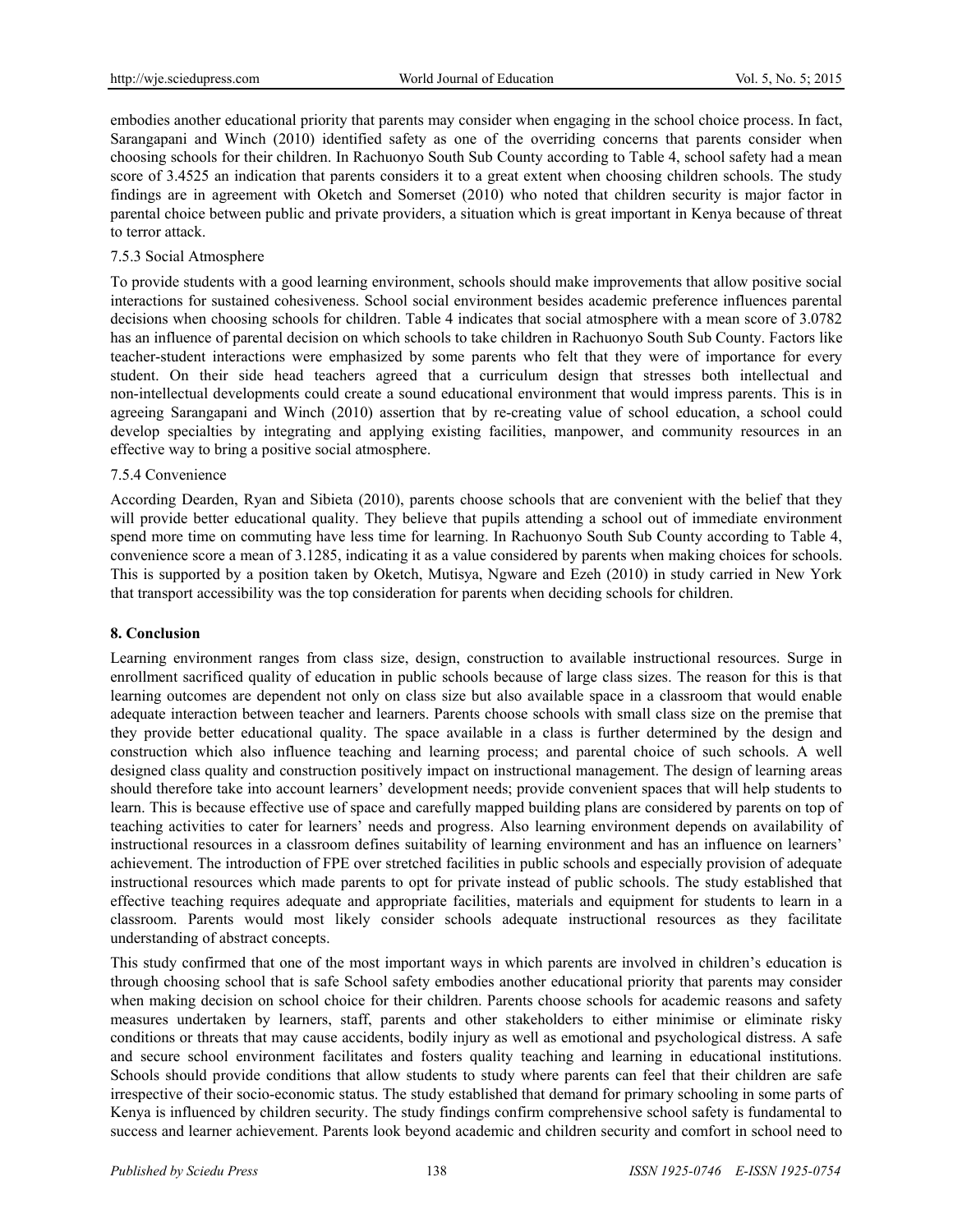embodies another educational priority that parents may consider when engaging in the school choice process. In fact, Sarangapani and Winch (2010) identified safety as one of the overriding concerns that parents consider when choosing schools for their children. In Rachuonyo South Sub County according to Table 4, school safety had a mean score of 3.4525 an indication that parents considers it to a great extent when choosing children schools. The study findings are in agreement with Oketch and Somerset (2010) who noted that children security is major factor in parental choice between public and private providers, a situation which is great important in Kenya because of threat to terror attack.

#### 7.5.3 Social Atmosphere

To provide students with a good learning environment, schools should make improvements that allow positive social interactions for sustained cohesiveness. School social environment besides academic preference influences parental decisions when choosing schools for children. Table 4 indicates that social atmosphere with a mean score of 3.0782 has an influence of parental decision on which schools to take children in Rachuonyo South Sub County. Factors like teacher-student interactions were emphasized by some parents who felt that they were of importance for every student. On their side head teachers agreed that a curriculum design that stresses both intellectual and non-intellectual developments could create a sound educational environment that would impress parents. This is in agreeing Sarangapani and Winch (2010) assertion that by re-creating value of school education, a school could develop specialties by integrating and applying existing facilities, manpower, and community resources in an effective way to bring a positive social atmosphere.

#### 7.5.4 Convenience

According Dearden, Ryan and Sibieta (2010), parents choose schools that are convenient with the belief that they will provide better educational quality. They believe that pupils attending a school out of immediate environment spend more time on commuting have less time for learning. In Rachuonyo South Sub County according to Table 4, convenience score a mean of 3.1285, indicating it as a value considered by parents when making choices for schools. This is supported by a position taken by Oketch, Mutisya, Ngware and Ezeh (2010) in study carried in New York that transport accessibility was the top consideration for parents when deciding schools for children.

## 8. Conclusion

Learning environment ranges from class size, design, construction to available instructional resources. Surge in enrollment sacrificed quality of education in public schools because of large class sizes. The reason for this is that learning outcomes are dependent not only on class size but also available space in a classroom that would enable adequate interaction between teacher and learners. Parents choose schools with small class size on the premise that they provide better educational quality. The space available in a class is further determined by the design and construction which also influence teaching and learning process; and parental choice of such schools. A well designed class quality and construction positively impact on instructional management. The design of learning areas should therefore take into account learners' development needs; provide convenient spaces that will help students to learn. This is because effective use of space and carefully mapped building plans are considered by parents on top of teaching activities to cater for learners' needs and progress. Also learning environment depends on availability of instructional resources in a classroom defines suitability of learning environment and has an influence on learners' achievement. The introduction of FPE over stretched facilities in public schools and especially provision of adequate instructional resources which made parents to opt for private instead of public schools. The study established that effective teaching requires adequate and appropriate facilities, materials and equipment for students to learn in a classroom. Parents would most likely consider schools adequate instructional resources as they facilitate understanding of abstract concepts.

This study confirmed that one of the most important ways in which parents are involved in children's education is through choosing school that is safe School safety embodies another educational priority that parents may consider when making decision on school choice for their children. Parents choose schools for academic reasons and safety measures undertaken by learners, staff, parents and other stakeholders to either minimise or eliminate risky conditions or threats that may cause accidents, bodily injury as well as emotional and psychological distress. A safe and secure school environment facilitates and fosters quality teaching and learning in educational institutions. Schools should provide conditions that allow students to study where parents can feel that their children are safe irrespective of their socio-economic status. The study established that demand for primary schooling in some parts of Kenya is influenced by children security. The study findings confirm comprehensive school safety is fundamental to success and learner achievement. Parents look beyond academic and children security and comfort in school need to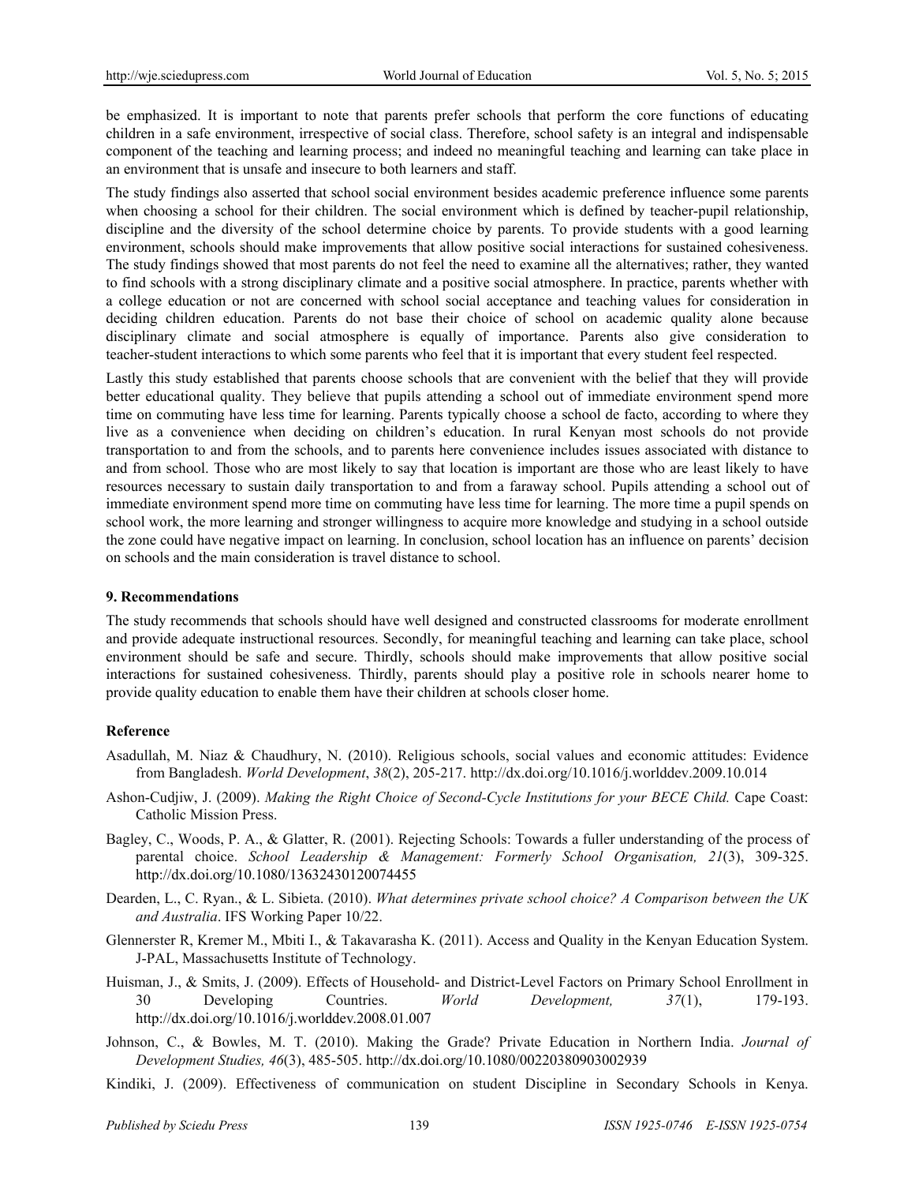be emphasized. It is important to note that parents prefer schools that perform the core functions of educating children in a safe environment, irrespective of social class. Therefore, school safety is an integral and indispensable component of the teaching and learning process; and indeed no meaningful teaching and learning can take place in an environment that is unsafe and insecure to both learners and staff.

The study findings also asserted that school social environment besides academic preference influence some parents when choosing a school for their children. The social environment which is defined by teacher-pupil relationship, discipline and the diversity of the school determine choice by parents. To provide students with a good learning environment, schools should make improvements that allow positive social interactions for sustained cohesiveness. The study findings showed that most parents do not feel the need to examine all the alternatives; rather, they wanted to find schools with a strong disciplinary climate and a positive social atmosphere. In practice, parents whether with a college education or not are concerned with school social acceptance and teaching values for consideration in deciding children education. Parents do not base their choice of school on academic quality alone because disciplinary climate and social atmosphere is equally of importance. Parents also give consideration to teacher-student interactions to which some parents who feel that it is important that every student feel respected.

Lastly this study established that parents choose schools that are convenient with the belief that they will provide better educational quality. They believe that pupils attending a school out of immediate environment spend more time on commuting have less time for learning. Parents typically choose a school de facto, according to where they live as a convenience when deciding on children's education. In rural Kenyan most schools do not provide transportation to and from the schools, and to parents here convenience includes issues associated with distance to and from school. Those who are most likely to say that location is important are those who are least likely to have resources necessary to sustain daily transportation to and from a faraway school. Pupils attending a school out of immediate environment spend more time on commuting have less time for learning. The more time a pupil spends on school work, the more learning and stronger willingness to acquire more knowledge and studying in a school outside the zone could have negative impact on learning. In conclusion, school location has an influence on parents' decision on schools and the main consideration is travel distance to school.

## 9. Recommendations

The study recommends that schools should have well designed and constructed classrooms for moderate enrollment and provide adequate instructional resources. Secondly, for meaningful teaching and learning can take place, school environment should be safe and secure. Thirdly, schools should make improvements that allow positive social interactions for sustained cohesiveness. Thirdly, parents should play a positive role in schools nearer home to provide quality education to enable them have their children at schools closer home.

## Reference

Asadullah, M. Niaz & Chaudhury, N. (2010). Religious schools, social values and economic attitudes: Evidence from Bangladesh. *World Development*, *38*(2), 205-217. http://dx.doi.org/10.1016/j.worlddev.2009.10.014

Ashon-Cudjiw, J. (2009). *Making the Right Choice of Second-Cycle Institutions for your BECE Child.* Cape Coast: Catholic Mission Press.

Bagley, C., Woods, P. A., & Glatter, R. (2001). Rejecting Schools: Towards a fuller understanding of the process of parental choice. *School Leadership & Management: Formerly School Organisation, 21*(3), 309-325. http://dx.doi.org/10.1080/13632430120074455

Dearden, L., C. Ryan., & L. Sibieta. (2010). *What determines private school choice? A Comparison between the UK and Australia*. IFS Working Paper 10/22.

Glennerster R, Kremer M., Mbiti I., & Takavarasha K. (2011). Access and Quality in the Kenyan Education System. J-PAL, Massachusetts Institute of Technology.

Huisman, J., & Smits, J. (2009). Effects of Household- and District-Level Factors on Primary School Enrollment in 30 Developing Countries. *World Development, 37*(1), 179-193. http://dx.doi.org/10.1016/j.worlddev.2008.01.007

Johnson, C., & Bowles, M. T. (2010). Making the Grade? Private Education in Northern India. *Journal of Development Studies, 46*(3), 485-505. http://dx.doi.org/10.1080/00220380903002939

Kindiki, J. (2009). Effectiveness of communication on student Discipline in Secondary Schools in Kenya.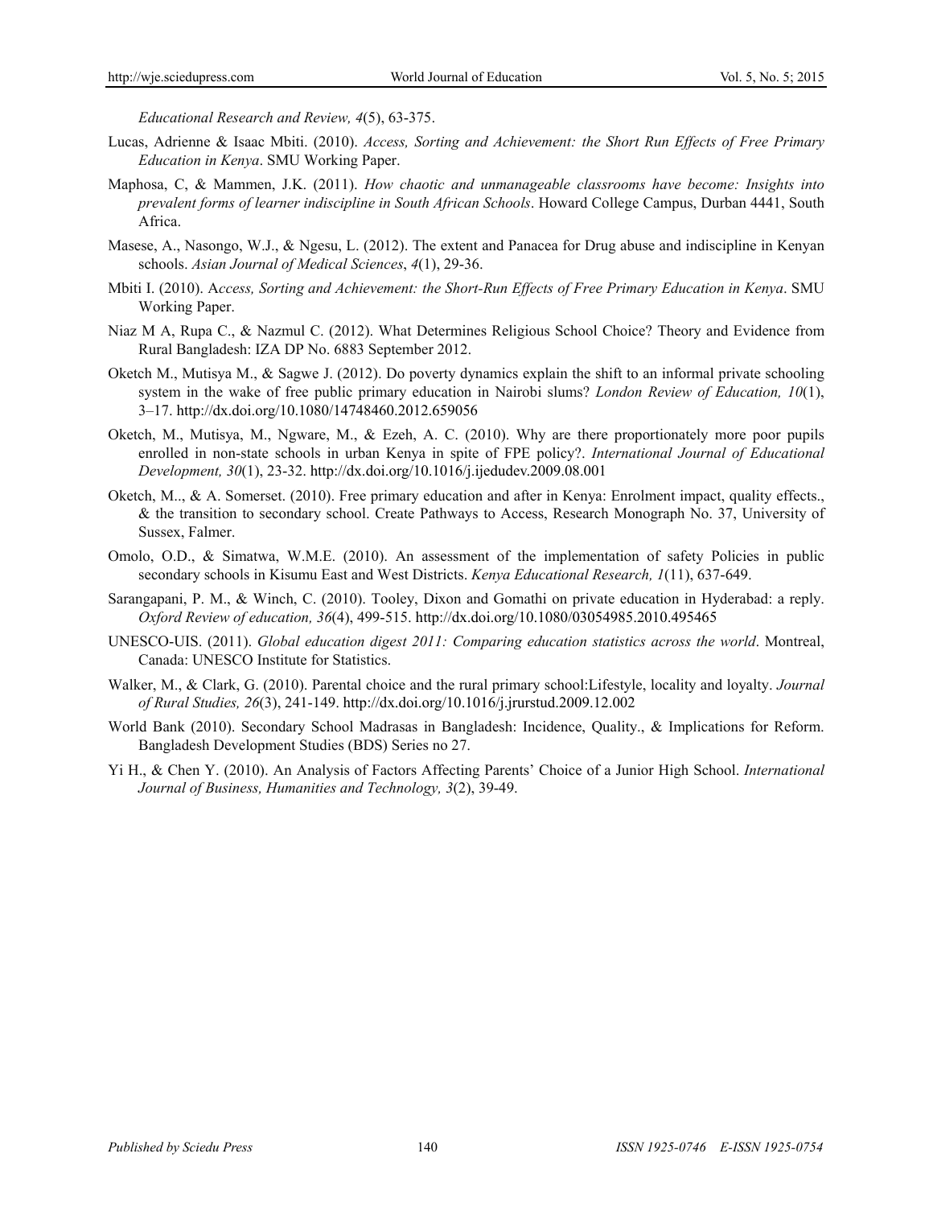*Educational Research and Review, 4*(5), 63-375.

Lucas, Adrienne & Isaac Mbiti. (2010). *Access, Sorting and Achievement: the Short Run Effects of Free Primary Education in Kenya*. SMU Working Paper.

Maphosa, C, & Mammen, J.K. (2011). *How chaotic and unmanageable classrooms have become: Insights into prevalent forms of learner indiscipline in South African Schools*. Howard College Campus, Durban 4441, South Africa.

Masese, A., Nasongo, W.J., & Ngesu, L. (2012). The extent and Panacea for Drug abuse and indiscipline in Kenyan schools. *Asian Journal of Medical Sciences*, *4*(1), 29-36.

Mbiti I. (2010). A*ccess, Sorting and Achievement: the Short-Run Effects of Free Primary Education in Kenya*. SMU Working Paper.

Niaz M A, Rupa C., & Nazmul C. (2012). What Determines Religious School Choice? Theory and Evidence from Rural Bangladesh: IZA DP No. 6883 September 2012.

Oketch M., Mutisya M., & Sagwe J. (2012). Do poverty dynamics explain the shift to an informal private schooling system in the wake of free public primary education in Nairobi slums? *London Review of Education, 10*(1), 3–17. http://dx.doi.org/10.1080/14748460.2012.659056

Oketch, M., Mutisya, M., Ngware, M., & Ezeh, A. C. (2010). Why are there proportionately more poor pupils enrolled in non-state schools in urban Kenya in spite of FPE policy?. *International Journal of Educational Development, 30*(1), 23-32. http://dx.doi.org/10.1016/j.ijedudev.2009.08.001

Oketch, M.., & A. Somerset. (2010). Free primary education and after in Kenya: Enrolment impact, quality effects., & the transition to secondary school. Create Pathways to Access, Research Monograph No. 37, University of Sussex, Falmer.

Omolo, O.D., & Simatwa, W.M.E. (2010). An assessment of the implementation of safety Policies in public secondary schools in Kisumu East and West Districts. *Kenya Educational Research, 1*(11), 637-649.

Sarangapani, P. M., & Winch, C. (2010). Tooley, Dixon and Gomathi on private education in Hyderabad: a reply. *Oxford Review of education, 36*(4), 499-515. http://dx.doi.org/10.1080/03054985.2010.495465

UNESCO-UIS. (2011). *Global education digest 2011: Comparing education statistics across the world*. Montreal, Canada: UNESCO Institute for Statistics.

Walker, M., & Clark, G. (2010). Parental choice and the rural primary school:Lifestyle, locality and loyalty. *Journal of Rural Studies, 26*(3), 241-149. http://dx.doi.org/10.1016/j.jrurstud.2009.12.002

World Bank (2010). Secondary School Madrasas in Bangladesh: Incidence, Quality., & Implications for Reform. Bangladesh Development Studies (BDS) Series no 27.

Yi H., & Chen Y. (2010). An Analysis of Factors Affecting Parents' Choice of a Junior High School. *International Journal of Business, Humanities and Technology, 3*(2), 39-49.